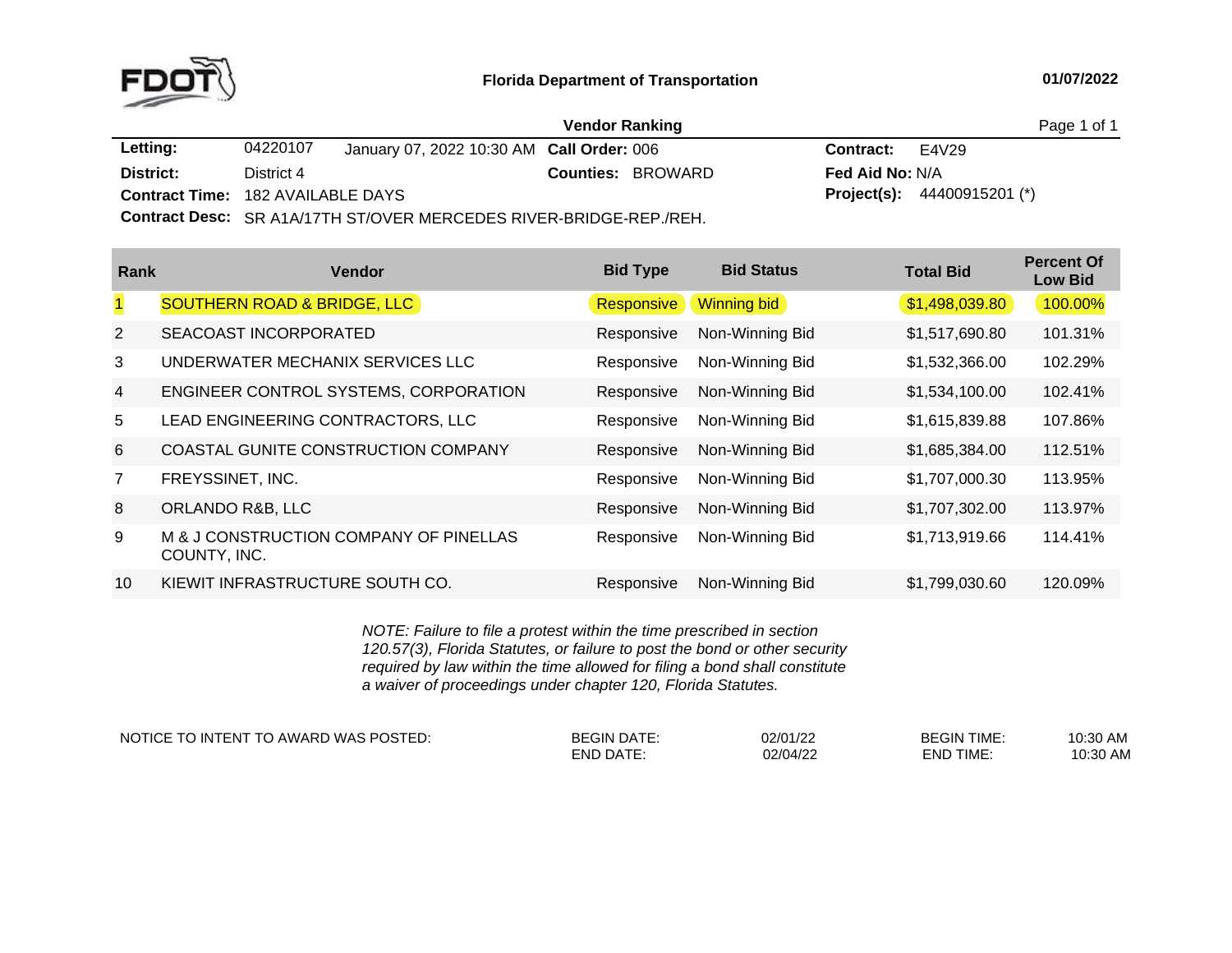**Florida Department of Transportation** 01/07/2022

**Vendor Ranking**

| | | | |
|---|---|---|---|
| **Letting:** | 04220107 January 07, 2022 10:30 AM | **Call Order:** 006 | **Contract:** E4V29 |
| **District:** | District 4 | **Counties:** BROWARD | **Fed Aid No:** N/A |
| **Contract Time:** | 182 AVAILABLE DAYS | | **Project(s):** 44400915201 (*) |
| **Contract Desc:** | SR A1A/17TH ST/OVER MERCEDES RIVER-BRIDGE-REP./REH. | | |

| Rank | Vendor | Bid Type | Bid Status | Total Bid | Percent Of Low Bid |
|---|---|---|---|---|---|
| 1 | SOUTHERN ROAD & BRIDGE, LLC | Responsive | Winning bid | $1,498,039.80 | 100.00% |
| 2 | SEACOAST INCORPORATED | Responsive | Non-Winning Bid | $1,517,690.80 | 101.31% |
| 3 | UNDERWATER MECHANIX SERVICES LLC | Responsive | Non-Winning Bid | $1,532,366.00 | 102.29% |
| 4 | ENGINEER CONTROL SYSTEMS, CORPORATION | Responsive | Non-Winning Bid | $1,534,100.00 | 102.41% |
| 5 | LEAD ENGINEERING CONTRACTORS, LLC | Responsive | Non-Winning Bid | $1,615,839.88 | 107.86% |
| 6 | COASTAL GUNITE CONSTRUCTION COMPANY | Responsive | Non-Winning Bid | $1,685,384.00 | 112.51% |
| 7 | FREYSSINET, INC. | Responsive | Non-Winning Bid | $1,707,000.30 | 113.95% |
| 8 | ORLANDO R&B, LLC | Responsive | Non-Winning Bid | $1,707,302.00 | 113.97% |
| 9 | M & J CONSTRUCTION COMPANY OF PINELLAS COUNTY, INC. | Responsive | Non-Winning Bid | $1,713,919.66 | 114.41% |
| 10 | KIEWIT INFRASTRUCTURE SOUTH CO. | Responsive | Non-Winning Bid | $1,799,030.60 | 120.09% |

*NOTE: Failure to file a protest within the time prescribed in section 120.57(3), Florida Statutes, or failure to post the bond or other security required by law within the time allowed for filing a bond shall constitute a waiver of proceedings under chapter 120, Florida Statutes.*

| NOTICE TO INTENT TO AWARD WAS POSTED: | | | | |
|---|---|---|---|---|
| | BEGIN DATE: 02/01/22 | | BEGIN TIME: 10:30 AM | |
| | END DATE: 02/04/22 | | END TIME: 10:30 AM | |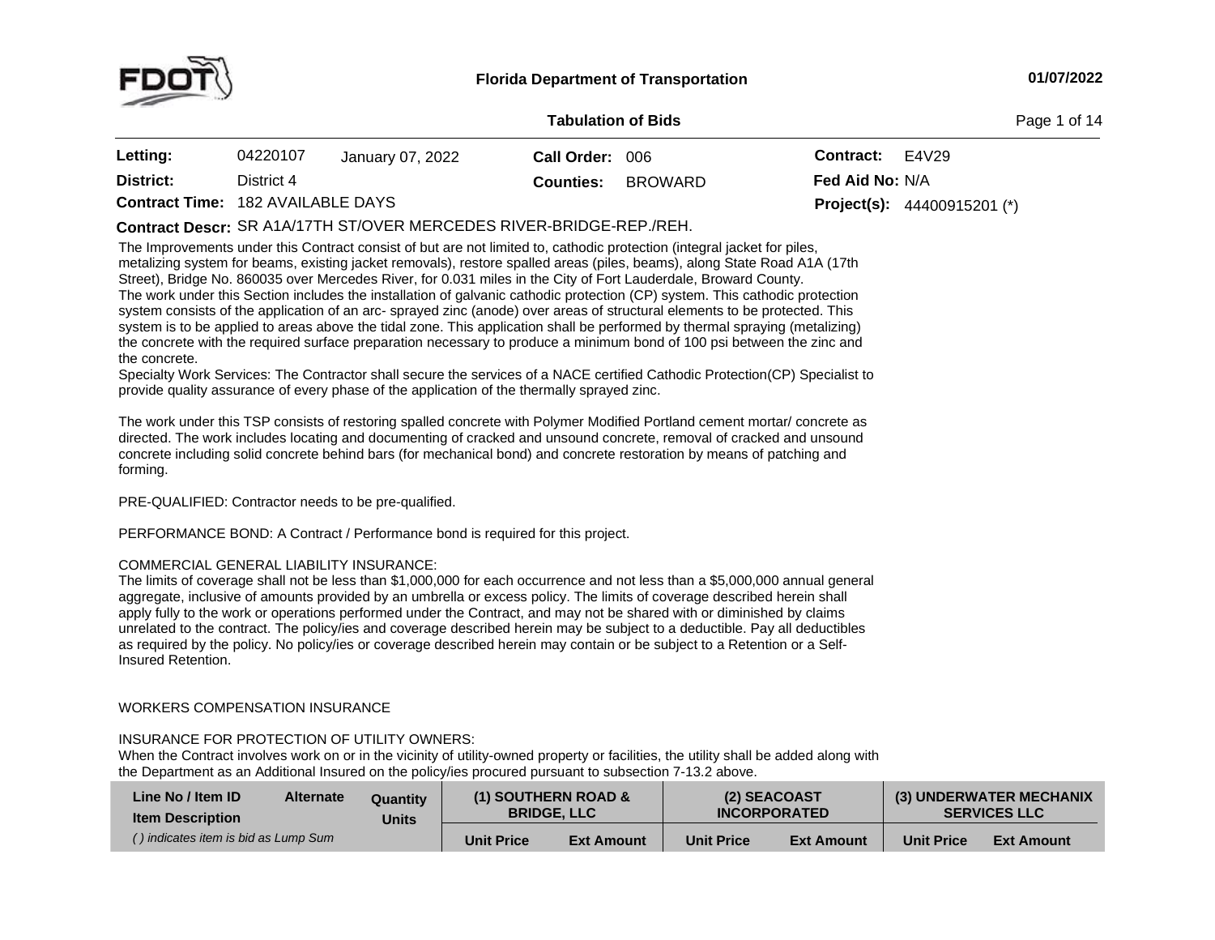**Florida Department of Transportation**

**Tabulation of Bids**

| | | | | | | |
|---|---|---|---|---|---|---|
| **Letting:** | 04220107 | January 07, 2022 | **Call Order:** | 006 | **Contract:** | E4V29 |
| **District:** | District 4 | | **Counties:** | BROWARD | **Fed Aid No:** | N/A |
| **Contract Time:** | 182 AVAILABLE DAYS | | | | **Project(s):** | 44400915201 (*) |

**Contract Descr:** SR A1A/17TH ST/OVER MERCEDES RIVER-BRIDGE-REP./REH.

The Improvements under this Contract consist of but are not limited to, cathodic protection (integral jacket for piles, metalizing system for beams, existing jacket removals), restore spalled areas (piles, beams), along State Road A1A (17th Street), Bridge No. 860035 over Mercedes River, for 0.031 miles in the City of Fort Lauderdale, Broward County.
The work under this Section includes the installation of galvanic cathodic protection (CP) system. This cathodic protection system consists of the application of an arc- sprayed zinc (anode) over areas of structural elements to be protected. This system is to be applied to areas above the tidal zone. This application shall be performed by thermal spraying (metalizing) the concrete with the required surface preparation necessary to produce a minimum bond of 100 psi between the zinc and the concrete.
Specialty Work Services: The Contractor shall secure the services of a NACE certified Cathodic Protection(CP) Specialist to provide quality assurance of every phase of the application of the thermally sprayed zinc.

The work under this TSP consists of restoring spalled concrete with Polymer Modified Portland cement mortar/ concrete as directed. The work includes locating and documenting of cracked and unsound concrete, removal of cracked and unsound concrete including solid concrete behind bars (for mechanical bond) and concrete restoration by means of patching and forming.

PRE-QUALIFIED: Contractor needs to be pre-qualified.

PERFORMANCE BOND: A Contract / Performance bond is required for this project.

COMMERCIAL GENERAL LIABILITY INSURANCE:
The limits of coverage shall not be less than $1,000,000 for each occurrence and not less than a $5,000,000 annual general aggregate, inclusive of amounts provided by an umbrella or excess policy. The limits of coverage described herein shall apply fully to the work or operations performed under the Contract, and may not be shared with or diminished by claims unrelated to the contract. The policy/ies and coverage described herein may be subject to a deductible. Pay all deductibles as required by the policy. No policy/ies or coverage described herein may contain or be subject to a Retention or a Self-Insured Retention.

WORKERS COMPENSATION INSURANCE

INSURANCE FOR PROTECTION OF UTILITY OWNERS:
When the Contract involves work on or in the vicinity of utility-owned property or facilities, the utility shall be added along with the Department as an Additional Insured on the policy/ies procured pursuant to subsection 7-13.2 above.

| Line No / Item ID<br>Item Description<br>*( ) indicates item is bid as Lump Sum* | Alternate | Quantity<br>Units | (1) SOUTHERN ROAD & BRIDGE, LLC | | (2) SEACOAST INCORPORATED | | (3) UNDERWATER MECHANIX SERVICES LLC | |
|---|---|---|---|---|---|---|---|---|
| | | | **Unit Price** | **Ext Amount** | **Unit Price** | **Ext Amount** | **Unit Price** | **Ext Amount** |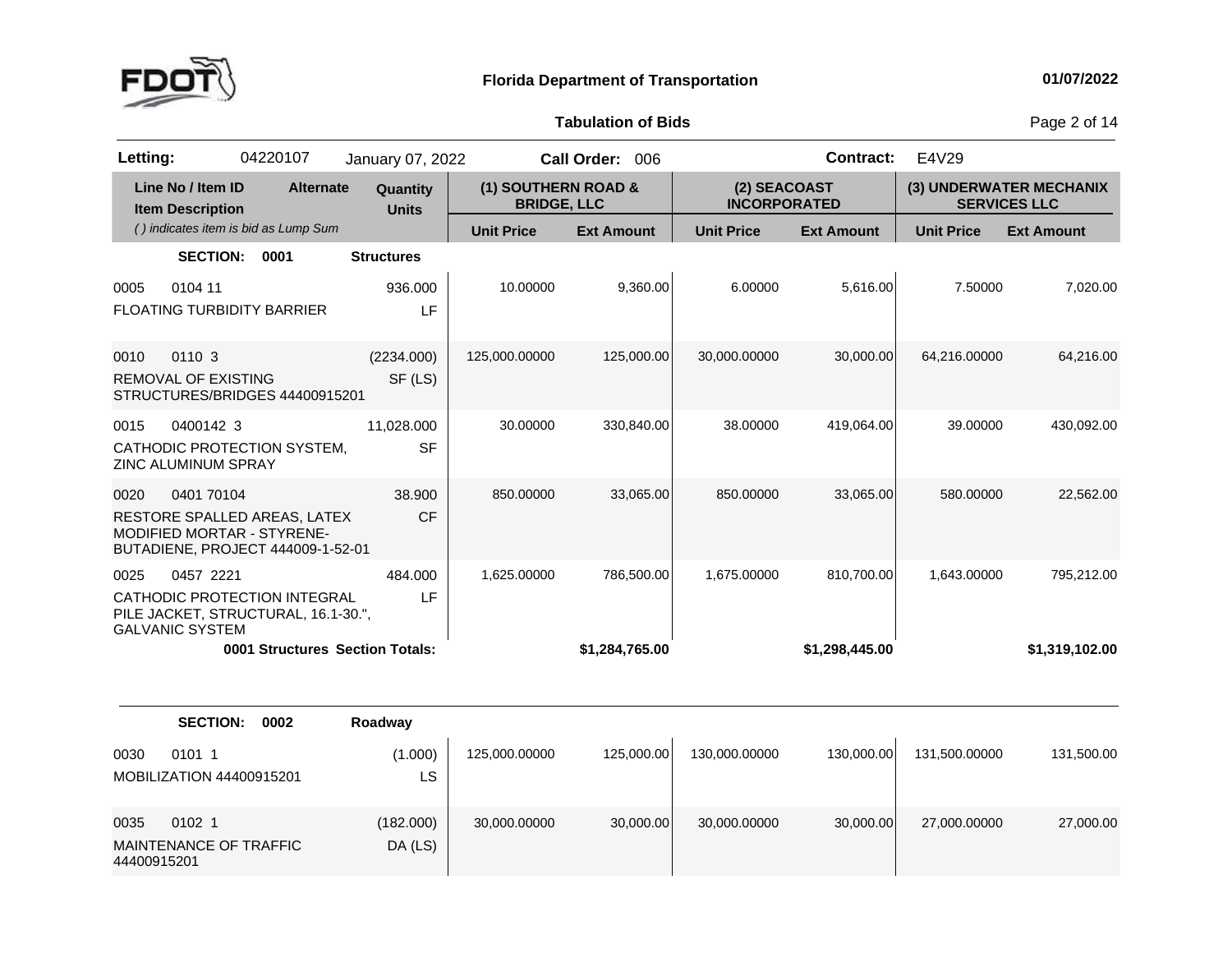**Florida Department of Transportation**

**01/07/2022**

**Tabulation of Bids**

**Letting:** 04220107 January 07, 2022 **Call Order:** 006 **Contract:** E4V29

| Line No / Item ID<br>Item Description<br>*( ) indicates item is bid as Lump Sum* | Alternate | Quantity<br>Units | (1) SOUTHERN ROAD & BRIDGE, LLC | | (2) SEACOAST INCORPORATED | | (3) UNDERWATER MECHANIX SERVICES LLC | |
|---|---|---|---|---|---|---|---|---|
| | | | Unit Price | Ext Amount | Unit Price | Ext Amount | Unit Price | Ext Amount |
| **SECTION: 0001** | | **Structures** | | | | | | |
| 0005 0104 11<br>FLOATING TURBIDITY BARRIER | | 936.000<br>LF | 10.00000 | 9,360.00 | 6.00000 | 5,616.00 | 7.50000 | 7,020.00 |
| 0010 0110 3<br>REMOVAL OF EXISTING STRUCTURES/BRIDGES 44400915201 | | (2234.000)<br>SF (LS) | 125,000.00000 | 125,000.00 | 30,000.00000 | 30,000.00 | 64,216.00000 | 64,216.00 |
| 0015 0400142 3<br>CATHODIC PROTECTION SYSTEM, ZINC ALUMINUM SPRAY | | 11,028.000<br>SF | 30.00000 | 330,840.00 | 38.00000 | 419,064.00 | 39.00000 | 430,092.00 |
| 0020 0401 70104<br>RESTORE SPALLED AREAS, LATEX MODIFIED MORTAR - STYRENE-BUTADIENE, PROJECT 444009-1-52-01 | | 38.900<br>CF | 850.00000 | 33,065.00 | 850.00000 | 33,065.00 | 580.00000 | 22,562.00 |
| 0025 0457 2221<br>CATHODIC PROTECTION INTEGRAL PILE JACKET, STRUCTURAL, 16.1-30.", GALVANIC SYSTEM | | 484.000<br>LF | 1,625.00000 | 786,500.00 | 1,675.00000 | 810,700.00 | 1,643.00000 | 795,212.00 |
| **0001 Structures Section Totals:** | | | | **$1,284,765.00** | | **$1,298,445.00** | | **$1,319,102.00** |
| **SECTION: 0002** | | **Roadway** | | | | | | |
| 0030 0101 1<br>MOBILIZATION 44400915201 | | (1.000)<br>LS | 125,000.00000 | 125,000.00 | 130,000.00000 | 130,000.00 | 131,500.00000 | 131,500.00 |
| 0035 0102 1<br>MAINTENANCE OF TRAFFIC 44400915201 | | (182.000)<br>DA (LS) | 30,000.00000 | 30,000.00 | 30,000.00000 | 30,000.00 | 27,000.00000 | 27,000.00 |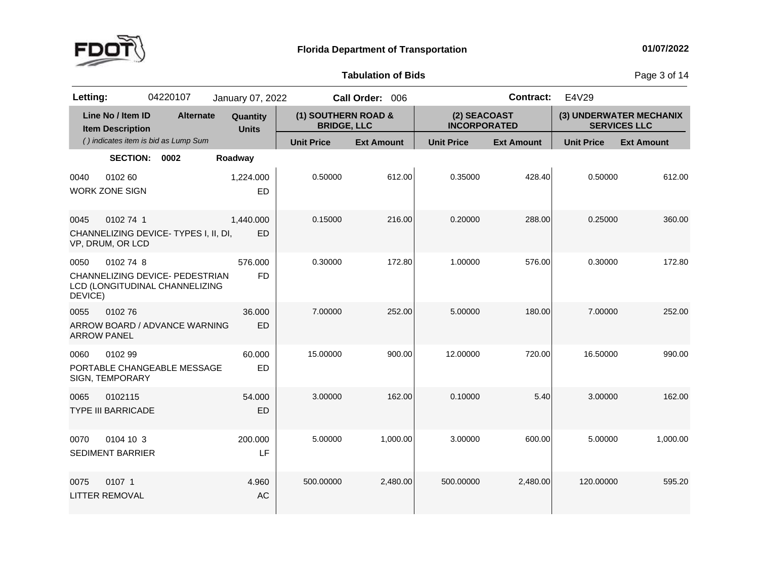**Florida Department of Transportation** 01/07/2022

**Tabulation of Bids**

| **Letting:** | 04220107 | January 07, 2022 | **Call Order:** 006 | **Contract:** | E4V29 |
|---|---|---|---|---|---|

| Line No / Item ID / Item Description | Alternate | Quantity / Units | (1) SOUTHERN ROAD & BRIDGE, LLC | | (2) SEACOAST INCORPORATED | | (3) UNDERWATER MECHANIX SERVICES LLC | |
|---|---|---|---|---|---|---|---|---|
| *( ) indicates item is bid as Lump Sum* | | | Unit Price | Ext Amount | Unit Price | Ext Amount | Unit Price | Ext Amount |
| **SECTION: 0002** | | **Roadway** | | | | | | |
| 0040 0102 60 WORK ZONE SIGN | | 1,224.000 ED | 0.50000 | 612.00 | 0.35000 | 428.40 | 0.50000 | 612.00 |
| 0045 0102 74 1 CHANNELIZING DEVICE- TYPES I, II, DI, VP, DRUM, OR LCD | | 1,440.000 ED | 0.15000 | 216.00 | 0.20000 | 288.00 | 0.25000 | 360.00 |
| 0050 0102 74 8 CHANNELIZING DEVICE- PEDESTRIAN LCD (LONGITUDINAL CHANNELIZING DEVICE) | | 576.000 FD | 0.30000 | 172.80 | 1.00000 | 576.00 | 0.30000 | 172.80 |
| 0055 0102 76 ARROW BOARD / ADVANCE WARNING ARROW PANEL | | 36.000 ED | 7.00000 | 252.00 | 5.00000 | 180.00 | 7.00000 | 252.00 |
| 0060 0102 99 PORTABLE CHANGEABLE MESSAGE SIGN, TEMPORARY | | 60.000 ED | 15.00000 | 900.00 | 12.00000 | 720.00 | 16.50000 | 990.00 |
| 0065 0102115 TYPE III BARRICADE | | 54.000 ED | 3.00000 | 162.00 | 0.10000 | 5.40 | 3.00000 | 162.00 |
| 0070 0104 10 3 SEDIMENT BARRIER | | 200.000 LF | 5.00000 | 1,000.00 | 3.00000 | 600.00 | 5.00000 | 1,000.00 |
| 0075 0107 1 LITTER REMOVAL | | 4.960 AC | 500.00000 | 2,480.00 | 500.00000 | 2,480.00 | 120.00000 | 595.20 |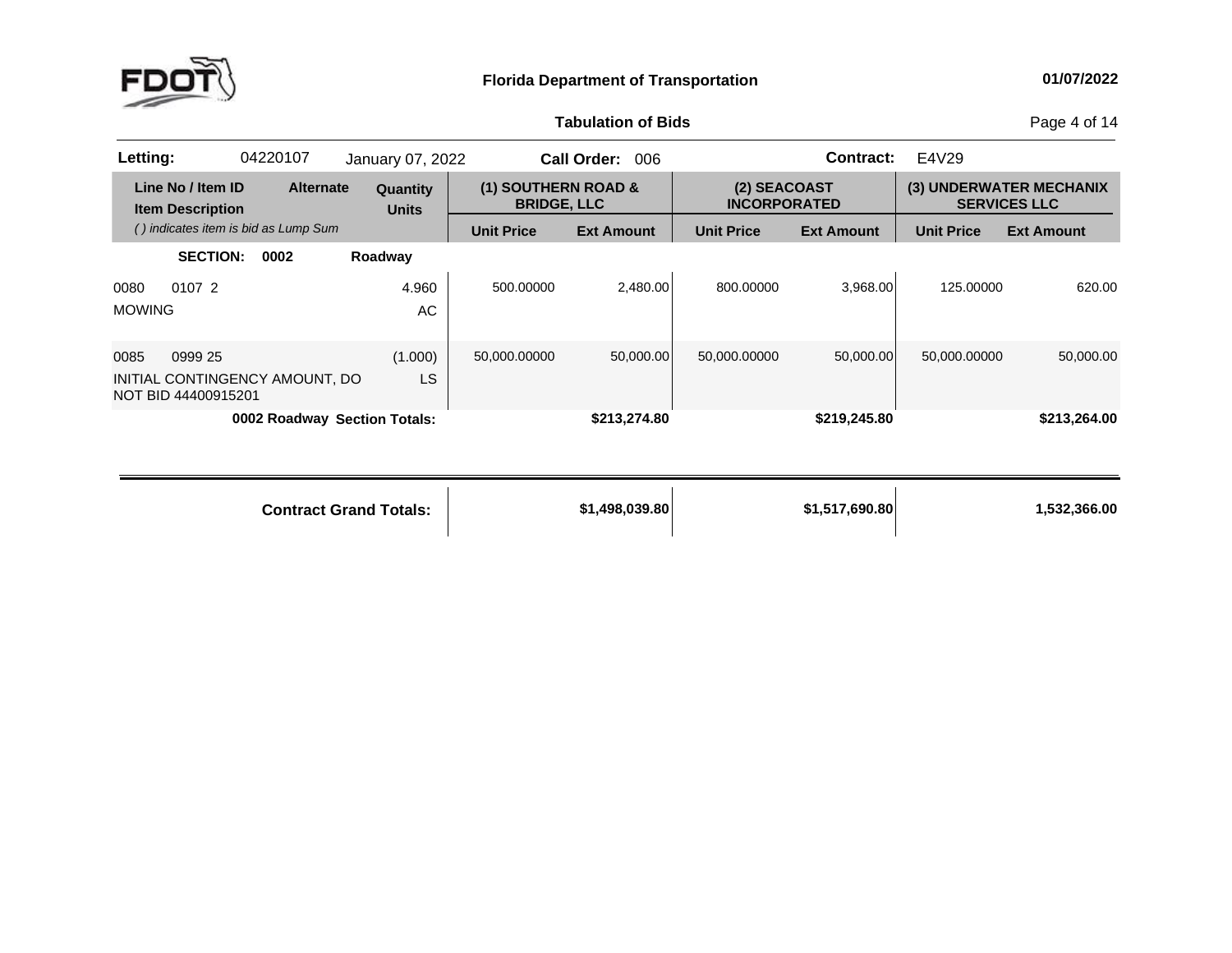**Florida Department of Transportation**

**Tabulation of Bids**

| **Letting:** | 04220107 | January 07, 2022 | **Call Order:** 006 | **Contract:** | E4V29 |
|---|---|---|---|---|---|

| Line No / Item ID | Item Description | Alternate | Quantity / Units | (1) SOUTHERN ROAD & BRIDGE, LLC Unit Price | (1) SOUTHERN ROAD & BRIDGE, LLC Ext Amount | (2) SEACOAST INCORPORATED Unit Price | (2) SEACOAST INCORPORATED Ext Amount | (3) UNDERWATER MECHANIX SERVICES LLC Unit Price | (3) UNDERWATER MECHANIX SERVICES LLC Ext Amount |
|---|---|---|---|---|---|---|---|---|---|
| *( ) indicates item is bid as Lump Sum* | | | | | | | | | |
| **SECTION: 0002 Roadway** | | | | | | | | | |
| 0080 0107 2 | MOWING | | 4.960 AC | 500.00000 | 2,480.00 | 800.00000 | 3,968.00 | 125.00000 | 620.00 |
| 0085 0999 25 | INITIAL CONTINGENCY AMOUNT, DO NOT BID 44400915201 | | (1.000) LS | 50,000.00000 | 50,000.00 | 50,000.00000 | 50,000.00 | 50,000.00000 | 50,000.00 |
| **0002 Roadway Section Totals:** | | | | | **$213,274.80** | | **$219,245.80** | | **$213,264.00** |
| **Contract Grand Totals:** | | | | | **$1,498,039.80** | | **$1,517,690.80** | | **1,532,366.00** |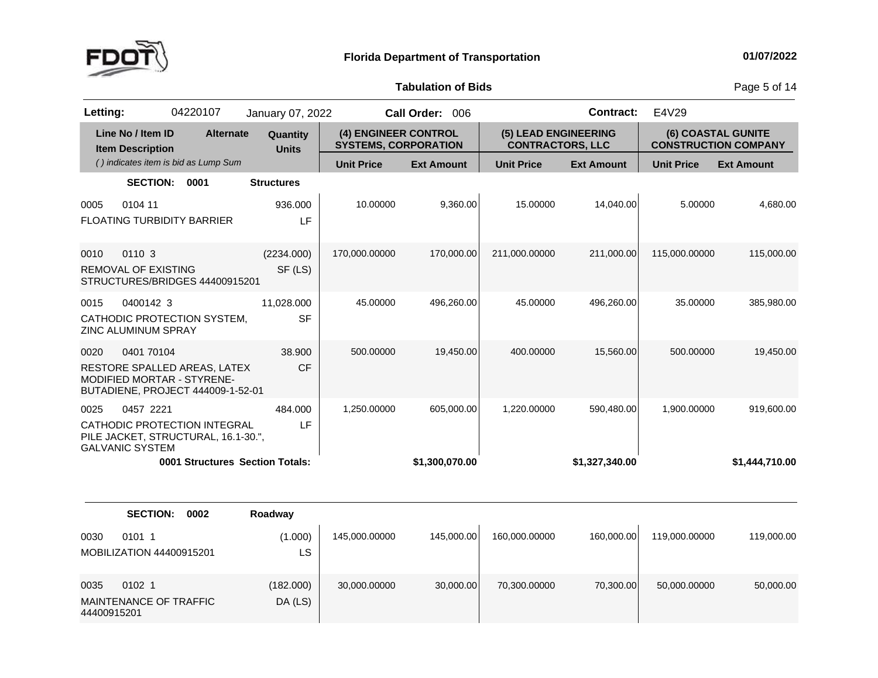## Florida Department of Transportation

**01/07/2022**

### Tabulation of Bids

**Letting:** 04220107 January 07, 2022 **Call Order:** 006 **Contract:** E4V29

| Line No / Item ID | Item Description | Alternate | Quantity / Units | (4) ENGINEER CONTROL SYSTEMS, CORPORATION Unit Price | (4) ENGINEER CONTROL SYSTEMS, CORPORATION Ext Amount | (5) LEAD ENGINEERING CONTRACTORS, LLC Unit Price | (5) LEAD ENGINEERING CONTRACTORS, LLC Ext Amount | (6) COASTAL GUNITE CONSTRUCTION COMPANY Unit Price | (6) COASTAL GUNITE CONSTRUCTION COMPANY Ext Amount |
|---|---|---|---|---|---|---|---|---|---|
| **SECTION: 0001** | **Structures** | | | | | | | | |
| 0005 0104 11 | FLOATING TURBIDITY BARRIER | | 936.000 LF | 10.00000 | 9,360.00 | 15.00000 | 14,040.00 | 5.00000 | 4,680.00 |
| 0010 0110 3 | REMOVAL OF EXISTING STRUCTURES/BRIDGES 44400915201 | | (2234.000) SF (LS) | 170,000.00000 | 170,000.00 | 211,000.00000 | 211,000.00 | 115,000.00000 | 115,000.00 |
| 0015 0400142 3 | CATHODIC PROTECTION SYSTEM, ZINC ALUMINUM SPRAY | | 11,028.000 SF | 45.00000 | 496,260.00 | 45.00000 | 496,260.00 | 35.00000 | 385,980.00 |
| 0020 0401 70104 | RESTORE SPALLED AREAS, LATEX MODIFIED MORTAR - STYRENE-BUTADIENE, PROJECT 444009-1-52-01 | | 38.900 CF | 500.00000 | 19,450.00 | 400.00000 | 15,560.00 | 500.00000 | 19,450.00 |
| 0025 0457 2221 | CATHODIC PROTECTION INTEGRAL PILE JACKET, STRUCTURAL, 16.1-30.", GALVANIC SYSTEM | | 484.000 LF | 1,250.00000 | 605,000.00 | 1,220.00000 | 590,480.00 | 1,900.00000 | 919,600.00 |
| | **0001 Structures Section Totals:** | | | | **$1,300,070.00** | | **$1,327,340.00** | | **$1,444,710.00** |
| **SECTION: 0002** | **Roadway** | | | | | | | | |
| 0030 0101 1 | MOBILIZATION 44400915201 | | (1.000) LS | 145,000.00000 | 145,000.00 | 160,000.00000 | 160,000.00 | 119,000.00000 | 119,000.00 |
| 0035 0102 1 | MAINTENANCE OF TRAFFIC 44400915201 | | (182.000) DA (LS) | 30,000.00000 | 30,000.00 | 70,300.00000 | 70,300.00 | 50,000.00000 | 50,000.00 |

( ) indicates item is bid as Lump Sum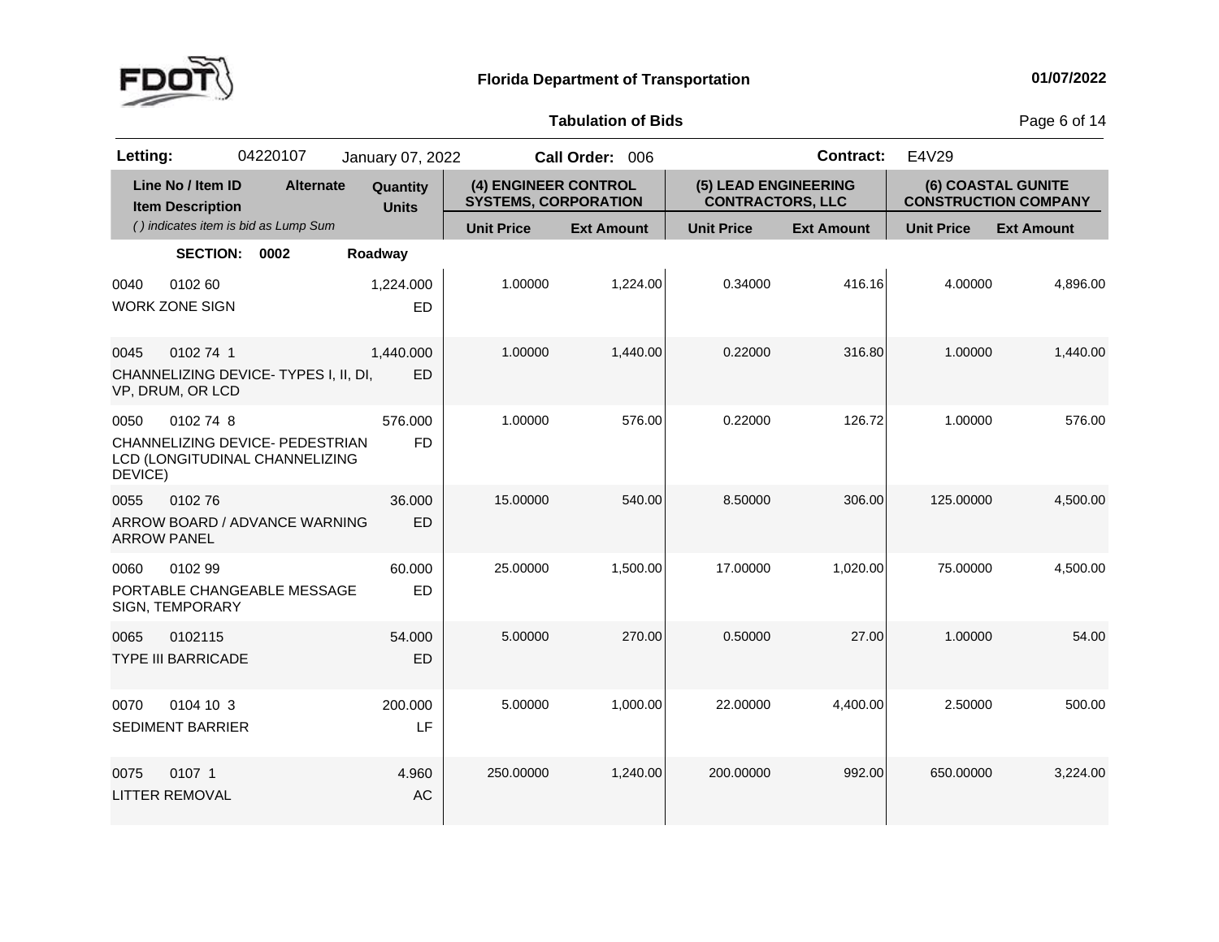**Florida Department of Transportation** 01/07/2022

**Tabulation of Bids**

| **Letting:** | 04220107 | January 07, 2022 | **Call Order:** 006 | **Contract:** | E4V29 |
|---|---|---|---|---|---|

| Line No / Item ID<br>Item Description<br>*( ) indicates item is bid as Lump Sum* | Alternate | Quantity<br>Units | (4) ENGINEER CONTROL SYSTEMS, CORPORATION | | (5) LEAD ENGINEERING CONTRACTORS, LLC | | (6) COASTAL GUNITE CONSTRUCTION COMPANY | |
|---|---|---|---|---|---|---|---|---|
| | | | Unit Price | Ext Amount | Unit Price | Ext Amount | Unit Price | Ext Amount |
| **SECTION: 0002** | | **Roadway** | | | | | | |
| 0040 0102 60<br>WORK ZONE SIGN | | 1,224.000<br>ED | 1.00000 | 1,224.00 | 0.34000 | 416.16 | 4.00000 | 4,896.00 |
| 0045 0102 74 1<br>CHANNELIZING DEVICE- TYPES I, II, DI, VP, DRUM, OR LCD | | 1,440.000<br>ED | 1.00000 | 1,440.00 | 0.22000 | 316.80 | 1.00000 | 1,440.00 |
| 0050 0102 74 8<br>CHANNELIZING DEVICE- PEDESTRIAN LCD (LONGITUDINAL CHANNELIZING DEVICE) | | 576.000<br>FD | 1.00000 | 576.00 | 0.22000 | 126.72 | 1.00000 | 576.00 |
| 0055 0102 76<br>ARROW BOARD / ADVANCE WARNING ARROW PANEL | | 36.000<br>ED | 15.00000 | 540.00 | 8.50000 | 306.00 | 125.00000 | 4,500.00 |
| 0060 0102 99<br>PORTABLE CHANGEABLE MESSAGE SIGN, TEMPORARY | | 60.000<br>ED | 25.00000 | 1,500.00 | 17.00000 | 1,020.00 | 75.00000 | 4,500.00 |
| 0065 0102115<br>TYPE III BARRICADE | | 54.000<br>ED | 5.00000 | 270.00 | 0.50000 | 27.00 | 1.00000 | 54.00 |
| 0070 0104 10 3<br>SEDIMENT BARRIER | | 200.000<br>LF | 5.00000 | 1,000.00 | 22.00000 | 4,400.00 | 2.50000 | 500.00 |
| 0075 0107 1<br>LITTER REMOVAL | | 4.960<br>AC | 250.00000 | 1,240.00 | 200.00000 | 992.00 | 650.00000 | 3,224.00 |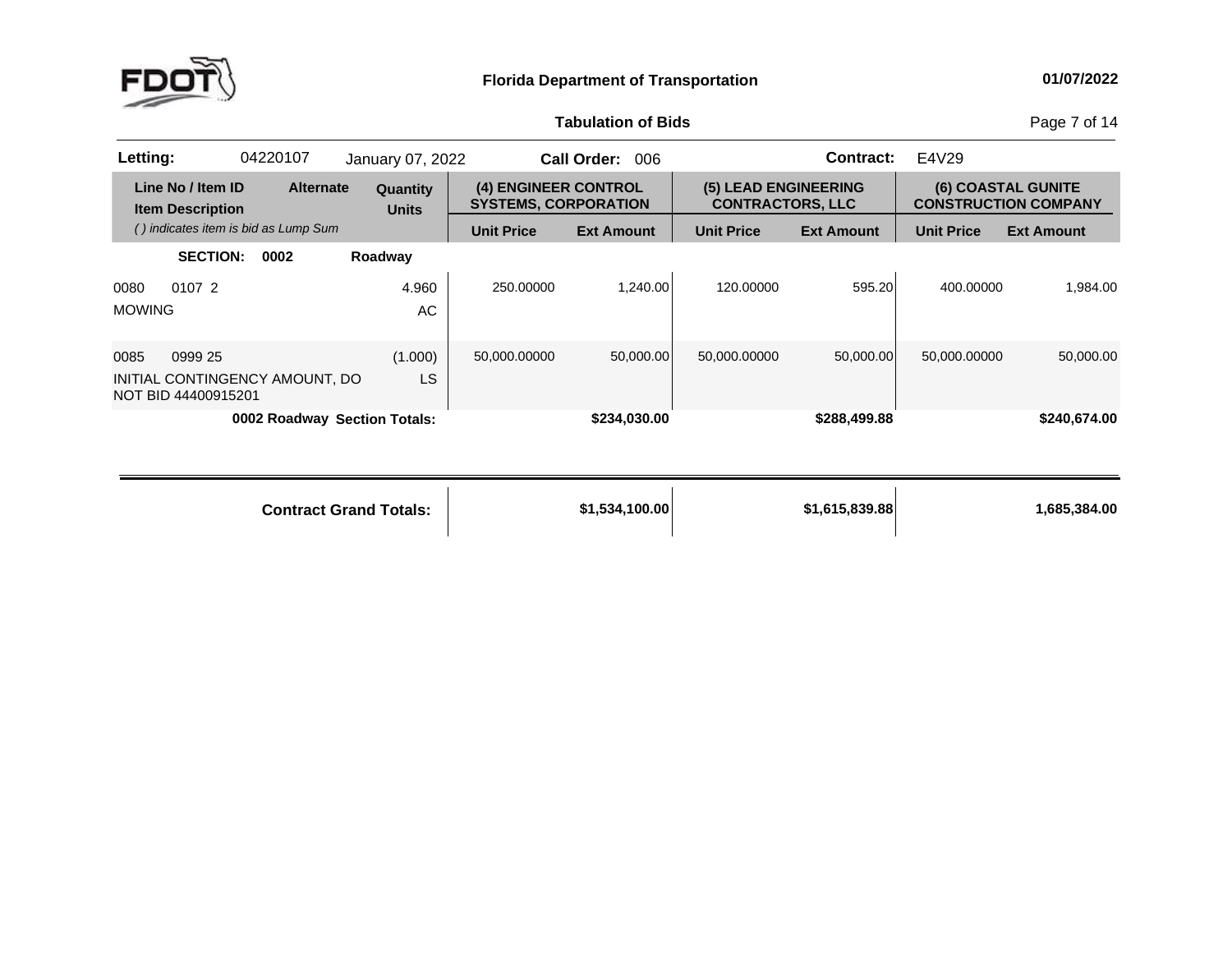**Florida Department of Transportation**

**01/07/2022**

**Tabulation of Bids**

**Letting:** 04220107 January 07, 2022 **Call Order:** 006 **Contract:** E4V29

| Line No / Item ID<br>Item Description<br>*( ) indicates item is bid as Lump Sum* | Alternate | Quantity<br>Units | (4) ENGINEER CONTROL SYSTEMS, CORPORATION | | (5) LEAD ENGINEERING CONTRACTORS, LLC | | (6) COASTAL GUNITE CONSTRUCTION COMPANY | |
|---|---|---|---|---|---|---|---|---|
| | | | Unit Price | Ext Amount | Unit Price | Ext Amount | Unit Price | Ext Amount |
| **SECTION: 0002 Roadway** | | | | | | | | |
| 0080 0107 2<br>MOWING | | 4.960<br>AC | 250.00000 | 1,240.00 | 120.00000 | 595.20 | 400.00000 | 1,984.00 |
| 0085 0999 25<br>INITIAL CONTINGENCY AMOUNT, DO NOT BID 44400915201 | | (1.000)<br>LS | 50,000.00000 | 50,000.00 | 50,000.00000 | 50,000.00 | 50,000.00000 | 50,000.00 |
| **0002 Roadway Section Totals:** | | | | **$234,030.00** | | **$288,499.88** | | **$240,674.00** |
| **Contract Grand Totals:** | | | | **$1,534,100.00** | | **$1,615,839.88** | | **1,685,384.00** |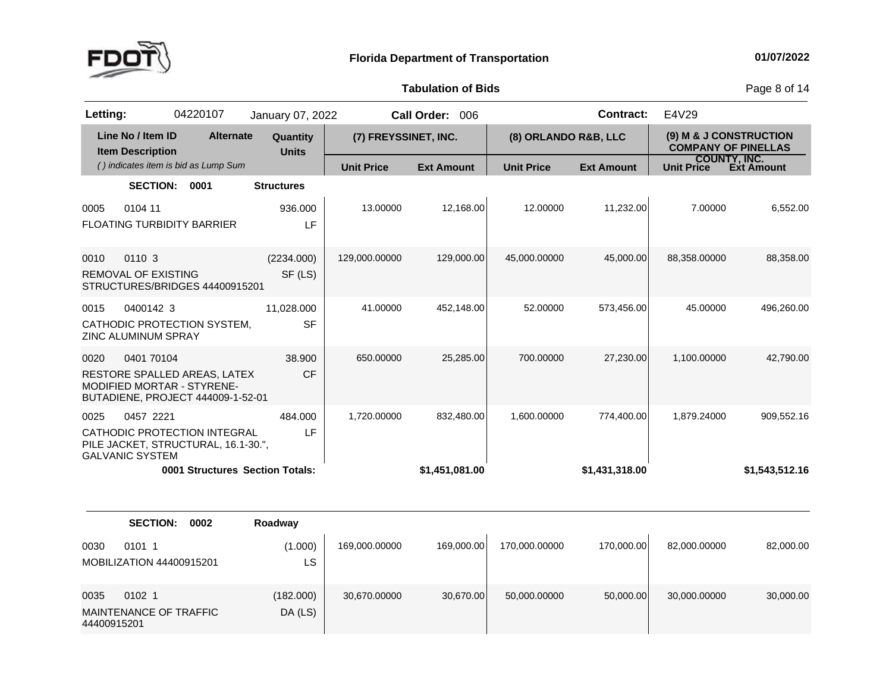**Florida Department of Transportation** — 01/07/2022

**Tabulation of Bids**

**Letting:** 04220107 January 07, 2022 **Call Order:** 006 **Contract:** E4V29

| Line No / Item ID | Item Description | Alternate | Quantity / Units | (7) FREYSSINET, INC. | | (8) ORLANDO R&B, LLC | | (9) M & J CONSTRUCTION COMPANY OF PINELLAS COUNTY, INC. | |
|---|---|---|---|---|---|---|---|---|---|
| *( ) indicates item is bid as Lump Sum* | | | | Unit Price | Ext Amount | Unit Price | Ext Amount | Unit Price | Ext Amount |
| **SECTION: 0001** | **Structures** | | | | | | | | |
| 0005 0104 11 | FLOATING TURBIDITY BARRIER | | 936.000 LF | 13.00000 | 12,168.00 | 12.00000 | 11,232.00 | 7.00000 | 6,552.00 |
| 0010 0110 3 | REMOVAL OF EXISTING STRUCTURES/BRIDGES 44400915201 | | (2234.000) SF (LS) | 129,000.00000 | 129,000.00 | 45,000.00000 | 45,000.00 | 88,358.00000 | 88,358.00 |
| 0015 0400142 3 | CATHODIC PROTECTION SYSTEM, ZINC ALUMINUM SPRAY | | 11,028.000 SF | 41.00000 | 452,148.00 | 52.00000 | 573,456.00 | 45.00000 | 496,260.00 |
| 0020 0401 70104 | RESTORE SPALLED AREAS, LATEX MODIFIED MORTAR - STYRENE-BUTADIENE, PROJECT 444009-1-52-01 | | 38.900 CF | 650.00000 | 25,285.00 | 700.00000 | 27,230.00 | 1,100.00000 | 42,790.00 |
| 0025 0457 2221 | CATHODIC PROTECTION INTEGRAL PILE JACKET, STRUCTURAL, 16.1-30.", GALVANIC SYSTEM | | 484.000 LF | 1,720.00000 | 832,480.00 | 1,600.00000 | 774,400.00 | 1,879.24000 | 909,552.16 |
| | **0001 Structures Section Totals:** | | | | **$1,451,081.00** | | **$1,431,318.00** | | **$1,543,512.16** |
| **SECTION: 0002** | **Roadway** | | | | | | | | |
| 0030 0101 1 | MOBILIZATION 44400915201 | | (1.000) LS | 169,000.00000 | 169,000.00 | 170,000.00000 | 170,000.00 | 82,000.00000 | 82,000.00 |
| 0035 0102 1 | MAINTENANCE OF TRAFFIC 44400915201 | | (182.000) DA (LS) | 30,670.00000 | 30,670.00 | 50,000.00000 | 50,000.00 | 30,000.00000 | 30,000.00 |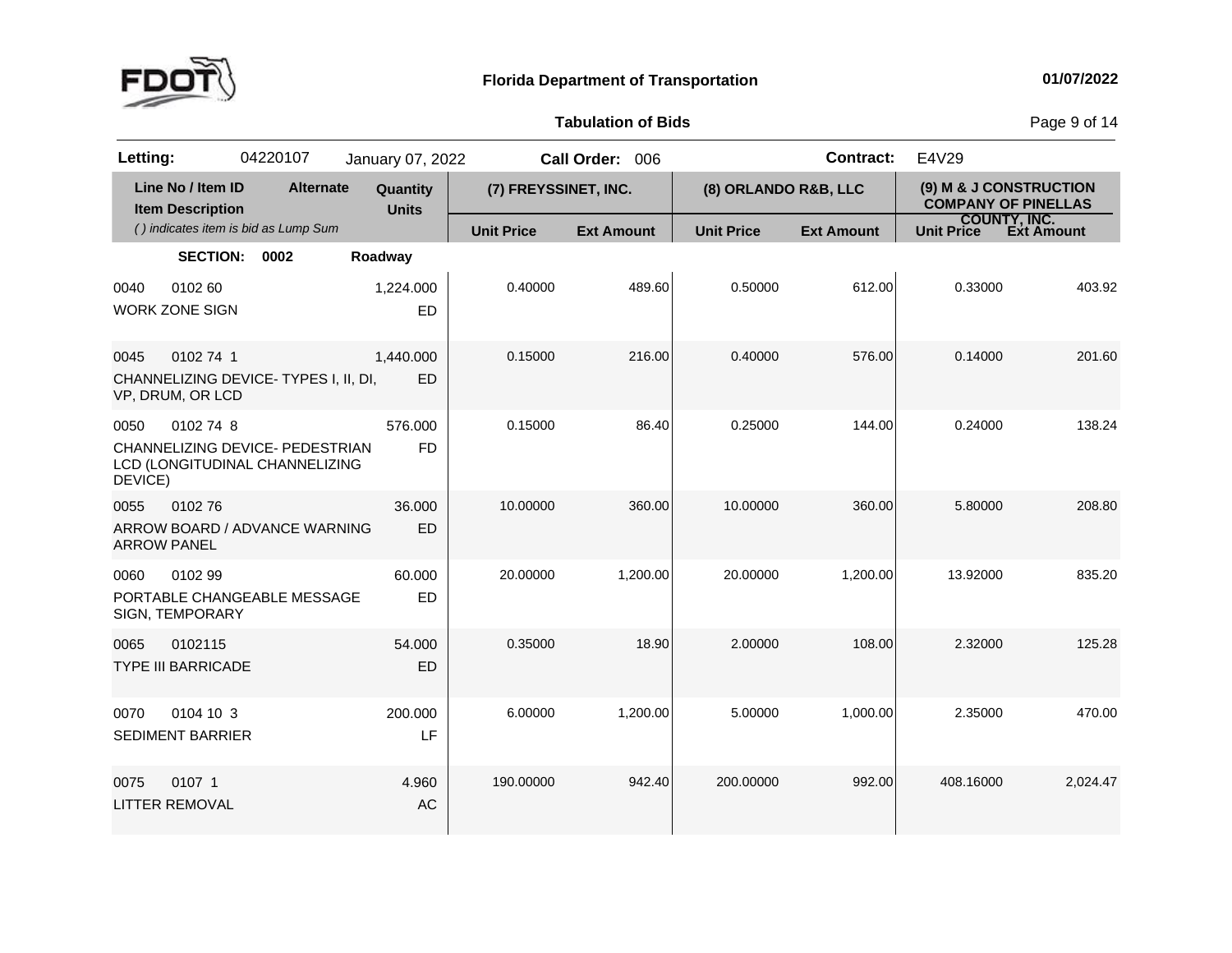**Florida Department of Transportation**

**Tabulation of Bids**

**Letting:** 04220107 January 07, 2022 **Call Order:** 006 **Contract:** E4V29

| Line No / Item ID | Item Description | Alternate | Quantity / Units | (7) FREYSSINET, INC. Unit Price | (7) FREYSSINET, INC. Ext Amount | (8) ORLANDO R&B, LLC Unit Price | (8) ORLANDO R&B, LLC Ext Amount | (9) M & J CONSTRUCTION COMPANY OF PINELLAS COUNTY, INC. Unit Price | (9) M & J CONSTRUCTION COMPANY OF PINELLAS COUNTY, INC. Ext Amount |
|---|---|---|---|---|---|---|---|---|---|
| **SECTION: 0002** | **Roadway** | | | | | | | | |
| 0040 0102 60 | WORK ZONE SIGN | | 1,224.000 ED | 0.40000 | 489.60 | 0.50000 | 612.00 | 0.33000 | 403.92 |
| 0045 0102 74 1 | CHANNELIZING DEVICE- TYPES I, II, DI, VP, DRUM, OR LCD | | 1,440.000 ED | 0.15000 | 216.00 | 0.40000 | 576.00 | 0.14000 | 201.60 |
| 0050 0102 74 8 | CHANNELIZING DEVICE- PEDESTRIAN LCD (LONGITUDINAL CHANNELIZING DEVICE) | | 576.000 FD | 0.15000 | 86.40 | 0.25000 | 144.00 | 0.24000 | 138.24 |
| 0055 0102 76 | ARROW BOARD / ADVANCE WARNING ARROW PANEL | | 36.000 ED | 10.00000 | 360.00 | 10.00000 | 360.00 | 5.80000 | 208.80 |
| 0060 0102 99 | PORTABLE CHANGEABLE MESSAGE SIGN, TEMPORARY | | 60.000 ED | 20.00000 | 1,200.00 | 20.00000 | 1,200.00 | 13.92000 | 835.20 |
| 0065 0102115 | TYPE III BARRICADE | | 54.000 ED | 0.35000 | 18.90 | 2.00000 | 108.00 | 2.32000 | 125.28 |
| 0070 0104 10 3 | SEDIMENT BARRIER | | 200.000 LF | 6.00000 | 1,200.00 | 5.00000 | 1,000.00 | 2.35000 | 470.00 |
| 0075 0107 1 | LITTER REMOVAL | | 4.960 AC | 190.00000 | 942.40 | 200.00000 | 992.00 | 408.16000 | 2,024.47 |

( ) indicates item is bid as Lump Sum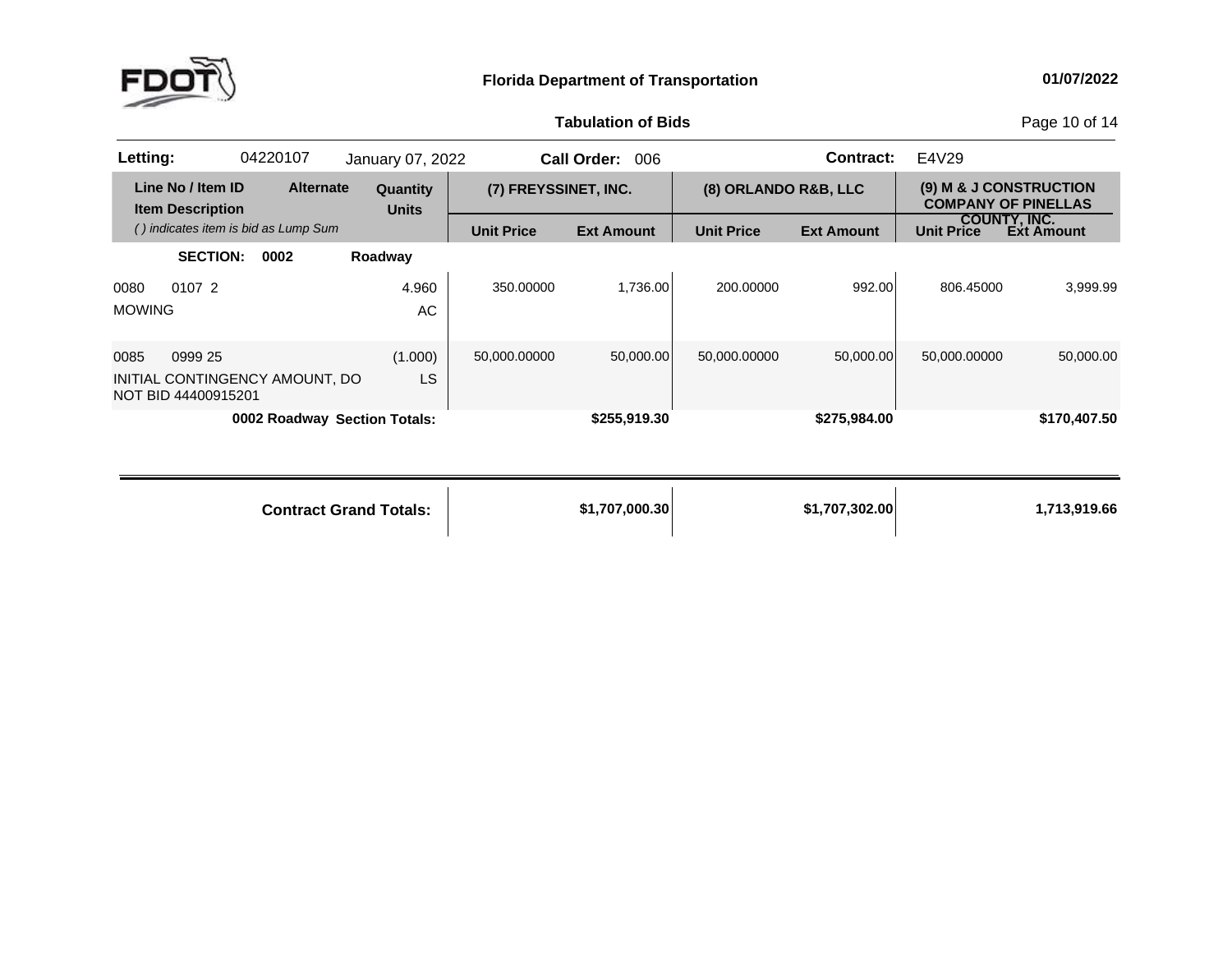**Florida Department of Transportation** — 01/07/2022

**Tabulation of Bids**

**Letting:** 04220107 January 07, 2022 **Call Order:** 006 **Contract:** E4V29

| Line No / Item ID | Alternate | Quantity | (7) FREYSSINET, INC. | | (8) ORLANDO R&B, LLC | | (9) M & J CONSTRUCTION COMPANY OF PINELLAS COUNTY, INC. | |
|---|---|---|---|---|---|---|---|---|
| Item Description | | Units | | | | | | |
| *( ) indicates item is bid as Lump Sum* | | | Unit Price | Ext Amount | Unit Price | Ext Amount | Unit Price | Ext Amount |
| **SECTION: 0002** | | **Roadway** | | | | | | |
| 0080 0107 2 MOWING | | 4.960 AC | 350.00000 | 1,736.00 | 200.00000 | 992.00 | 806.45000 | 3,999.99 |
| 0085 0999 25 INITIAL CONTINGENCY AMOUNT, DO NOT BID 44400915201 | | (1.000) LS | 50,000.00000 | 50,000.00 | 50,000.00000 | 50,000.00 | 50,000.00000 | 50,000.00 |
| **0002 Roadway Section Totals:** | | | | **$255,919.30** | | **$275,984.00** | | **$170,407.50** |
| **Contract Grand Totals:** | | | | **$1,707,000.30** | | **$1,707,302.00** | | **1,713,919.66** |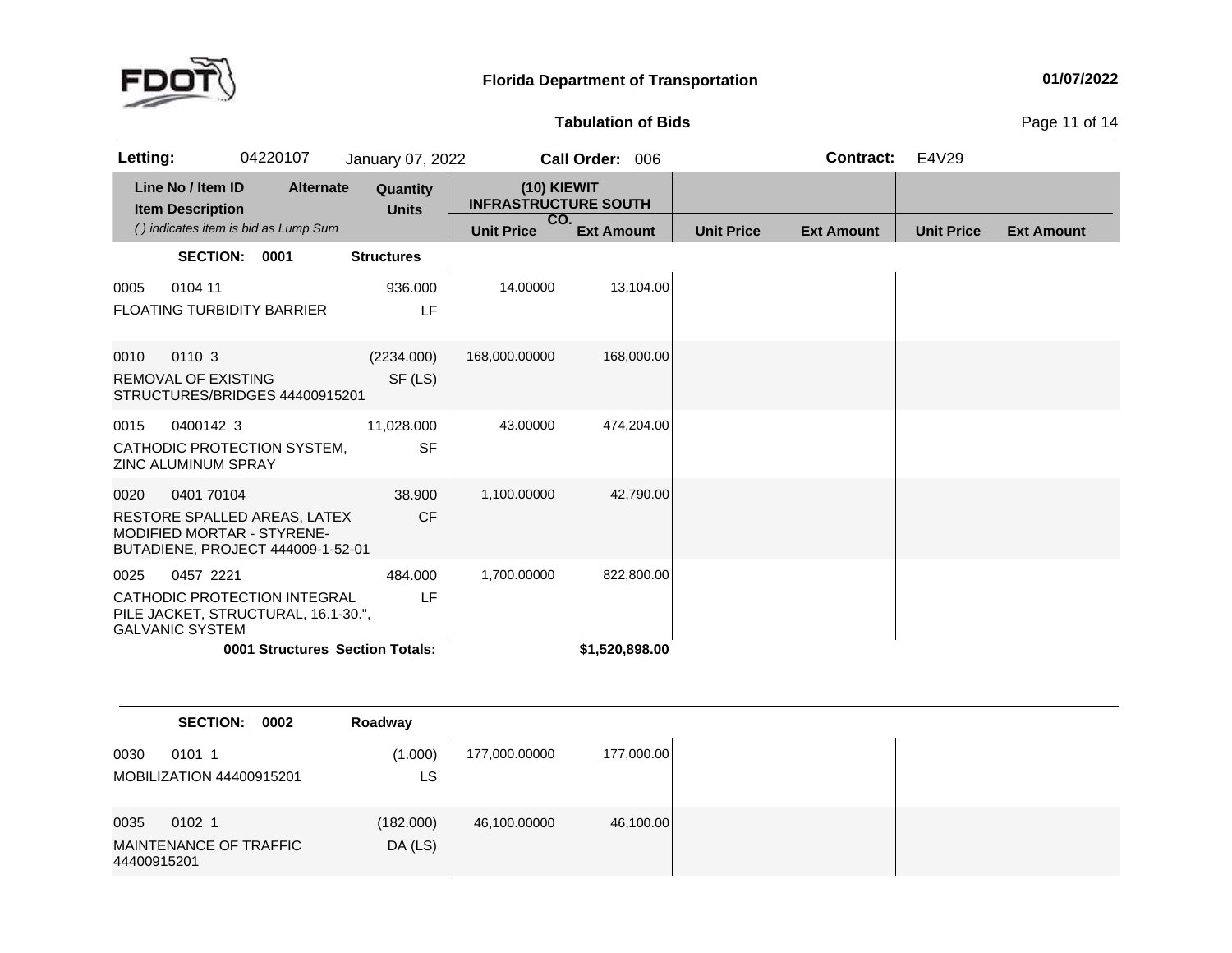**Florida Department of Transportation** — 01/07/2022

**Tabulation of Bids**

**Letting:** 04220107 January 07, 2022 **Call Order:** 006 **Contract:** E4V29

| Line No / Item ID | Item Description | Alternate | Quantity | Units | (10) KIEWIT INFRASTRUCTURE SOUTH CO. Unit Price | (10) KIEWIT INFRASTRUCTURE SOUTH CO. Ext Amount | Unit Price | Ext Amount | Unit Price | Ext Amount |
|---|---|---|---|---|---|---|---|---|---|---|
| | *( ) indicates item is bid as Lump Sum* | | | | | | | | | |
| **SECTION: 0001** | **Structures** | | | | | | | | | |
| 0005 0104 11 | FLOATING TURBIDITY BARRIER | | 936.000 | LF | 14.00000 | 13,104.00 | | | | |
| 0010 0110 3 | REMOVAL OF EXISTING STRUCTURES/BRIDGES 44400915201 | | (2234.000) | SF (LS) | 168,000.00000 | 168,000.00 | | | | |
| 0015 0400142 3 | CATHODIC PROTECTION SYSTEM, ZINC ALUMINUM SPRAY | | 11,028.000 | SF | 43.00000 | 474,204.00 | | | | |
| 0020 0401 70104 | RESTORE SPALLED AREAS, LATEX MODIFIED MORTAR - STYRENE-BUTADIENE, PROJECT 444009-1-52-01 | | 38.900 | CF | 1,100.00000 | 42,790.00 | | | | |
| 0025 0457 2221 | CATHODIC PROTECTION INTEGRAL PILE JACKET, STRUCTURAL, 16.1-30.", GALVANIC SYSTEM | | 484.000 | LF | 1,700.00000 | 822,800.00 | | | | |
| | **0001 Structures Section Totals:** | | | | | **$1,520,898.00** | | | | |
| **SECTION: 0002** | **Roadway** | | | | | | | | | |
| 0030 0101 1 | MOBILIZATION 44400915201 | | (1.000) | LS | 177,000.00000 | 177,000.00 | | | | |
| 0035 0102 1 | MAINTENANCE OF TRAFFIC 44400915201 | | (182.000) | DA (LS) | 46,100.00000 | 46,100.00 | | | | |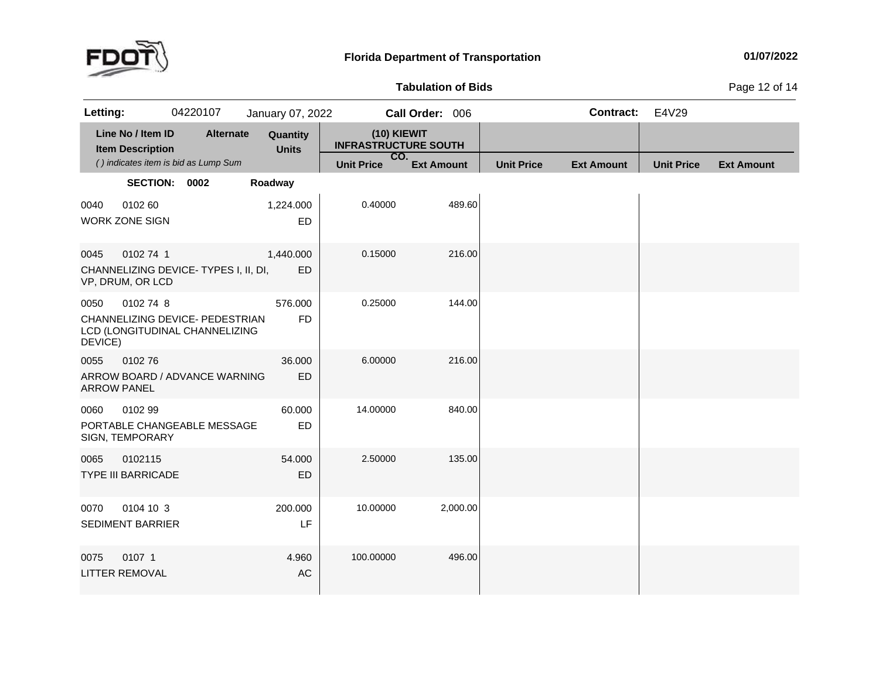**Florida Department of Transportation** 01/07/2022

**Tabulation of Bids**

**Letting:** 04220107 January 07, 2022 **Call Order:** 006 **Contract:** E4V29

| Line No / Item ID | Item Description ( ) indicates item is bid as Lump Sum | Alternate | Quantity Units | (10) KIEWIT INFRASTRUCTURE SOUTH CO. Unit Price | Ext Amount | Unit Price | Ext Amount | Unit Price | Ext Amount |
|---|---|---|---|---|---|---|---|---|---|
| **SECTION: 0002** | | | **Roadway** | | | | | | |
| 0040 0102 60 | WORK ZONE SIGN | | 1,224.000 ED | 0.40000 | 489.60 | | | | |
| 0045 0102 74 1 | CHANNELIZING DEVICE- TYPES I, II, DI, VP, DRUM, OR LCD | | 1,440.000 ED | 0.15000 | 216.00 | | | | |
| 0050 0102 74 8 | CHANNELIZING DEVICE- PEDESTRIAN LCD (LONGITUDINAL CHANNELIZING DEVICE) | | 576.000 FD | 0.25000 | 144.00 | | | | |
| 0055 0102 76 | ARROW BOARD / ADVANCE WARNING ARROW PANEL | | 36.000 ED | 6.00000 | 216.00 | | | | |
| 0060 0102 99 | PORTABLE CHANGEABLE MESSAGE SIGN, TEMPORARY | | 60.000 ED | 14.00000 | 840.00 | | | | |
| 0065 0102115 | TYPE III BARRICADE | | 54.000 ED | 2.50000 | 135.00 | | | | |
| 0070 0104 10 3 | SEDIMENT BARRIER | | 200.000 LF | 10.00000 | 2,000.00 | | | | |
| 0075 0107 1 | LITTER REMOVAL | | 4.960 AC | 100.00000 | 496.00 | | | | |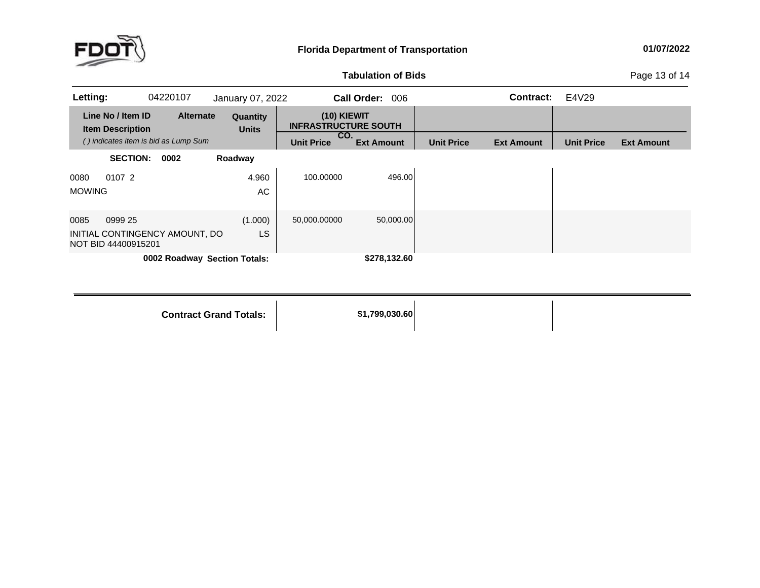**Florida Department of Transportation** **01/07/2022**

**Tabulation of Bids**

| **Letting:** | 04220107 | January 07, 2022 | **Call Order:** 006 | **Contract:** | E4V29 |
|---|---|---|---|---|---|

| Line No / Item ID | Item Description | Alternate | Quantity / Units | (10) KIEWIT INFRASTRUCTURE SOUTH CO. Unit Price | (10) KIEWIT INFRASTRUCTURE SOUTH CO. Ext Amount | Unit Price | Ext Amount | Unit Price | Ext Amount |
|---|---|---|---|---|---|---|---|---|---|
| | *( ) indicates item is bid as Lump Sum* | | | | | | | | |
| **SECTION: 0002** | **Roadway** | | | | | | | | |
| 0080 0107 2 | MOWING | | 4.960 AC | 100.00000 | 496.00 | | | | |
| 0085 0999 25 | INITIAL CONTINGENCY AMOUNT, DO NOT BID 44400915201 | | (1.000) LS | 50,000.00000 | 50,000.00 | | | | |
| **0002 Roadway Section Totals:** | | | | | **$278,132.60** | | | | |
| **Contract Grand Totals:** | | | | | **$1,799,030.60** | | | | |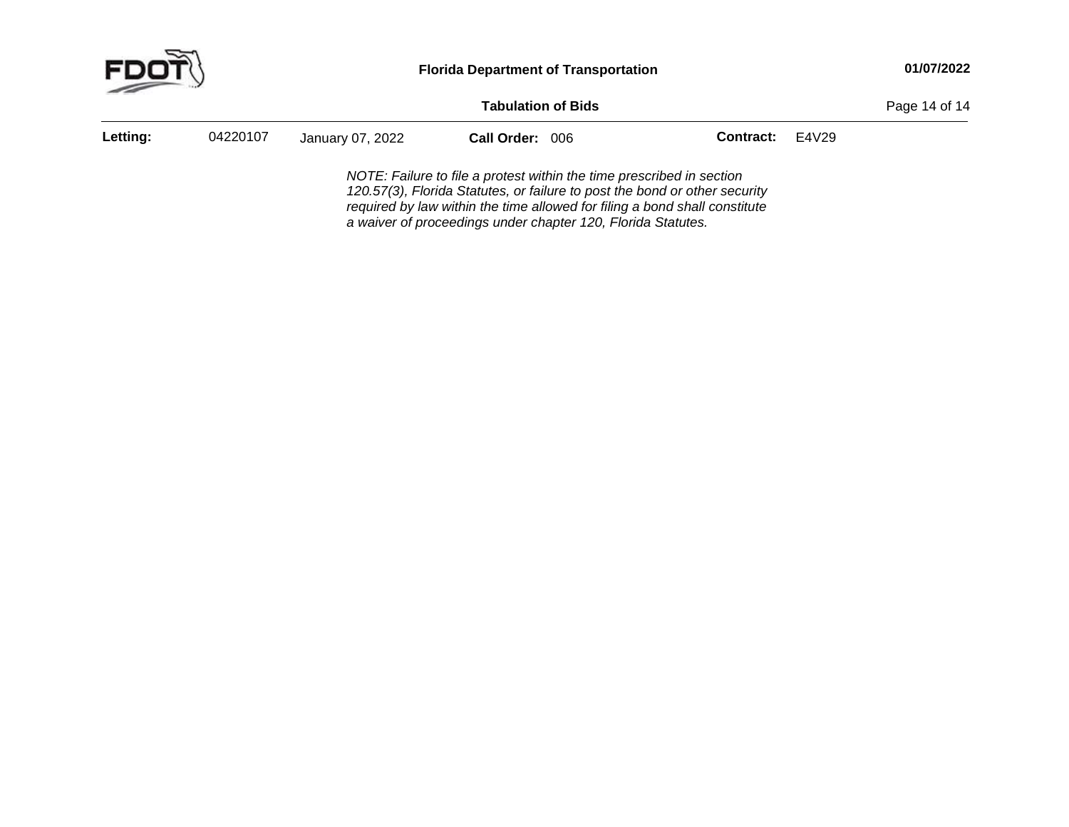**Letting:** 04220107 January 07, 2022 **Call Order:** 006 **Contract:** E4V29

*NOTE: Failure to file a protest within the time prescribed in section 120.57(3), Florida Statutes, or failure to post the bond or other security required by law within the time allowed for filing a bond shall constitute a waiver of proceedings under chapter 120, Florida Statutes.*